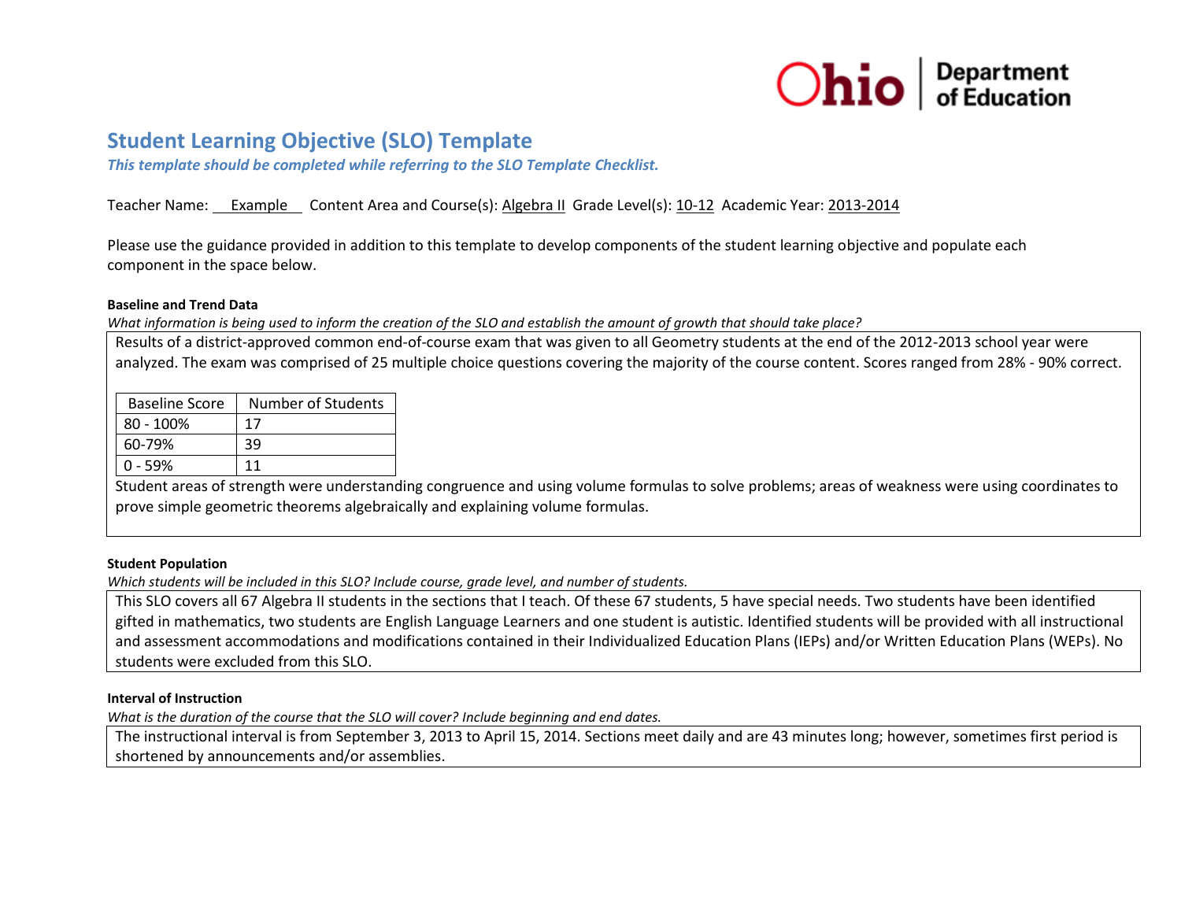# Student Learning Objective (SLO) Template

***This template should be completed while referring to the SLO Template Checklist.***

Teacher Name: Example Content Area and Course(s): Algebra II Grade Level(s): 10-12 Academic Year: 2013-2014

Please use the guidance provided in addition to this template to develop components of the student learning objective and populate each component in the space below.

**Baseline and Trend Data**

*What information is being used to inform the creation of the SLO and establish the amount of growth that should take place?*

Results of a district-approved common end-of-course exam that was given to all Geometry students at the end of the 2012-2013 school year were analyzed. The exam was comprised of 25 multiple choice questions covering the majority of the course content. Scores ranged from 28% - 90% correct.

| Baseline Score | Number of Students |
|---|---|
| 80 - 100% | 17 |
| 60-79% | 39 |
| 0 - 59% | 11 |

Student areas of strength were understanding congruence and using volume formulas to solve problems; areas of weakness were using coordinates to prove simple geometric theorems algebraically and explaining volume formulas.

**Student Population**

*Which students will be included in this SLO? Include course, grade level, and number of students.*

This SLO covers all 67 Algebra II students in the sections that I teach. Of these 67 students, 5 have special needs. Two students have been identified gifted in mathematics, two students are English Language Learners and one student is autistic. Identified students will be provided with all instructional and assessment accommodations and modifications contained in their Individualized Education Plans (IEPs) and/or Written Education Plans (WEPs). No students were excluded from this SLO.

**Interval of Instruction**

*What is the duration of the course that the SLO will cover? Include beginning and end dates.*

The instructional interval is from September 3, 2013 to April 15, 2014. Sections meet daily and are 43 minutes long; however, sometimes first period is shortened by announcements and/or assemblies.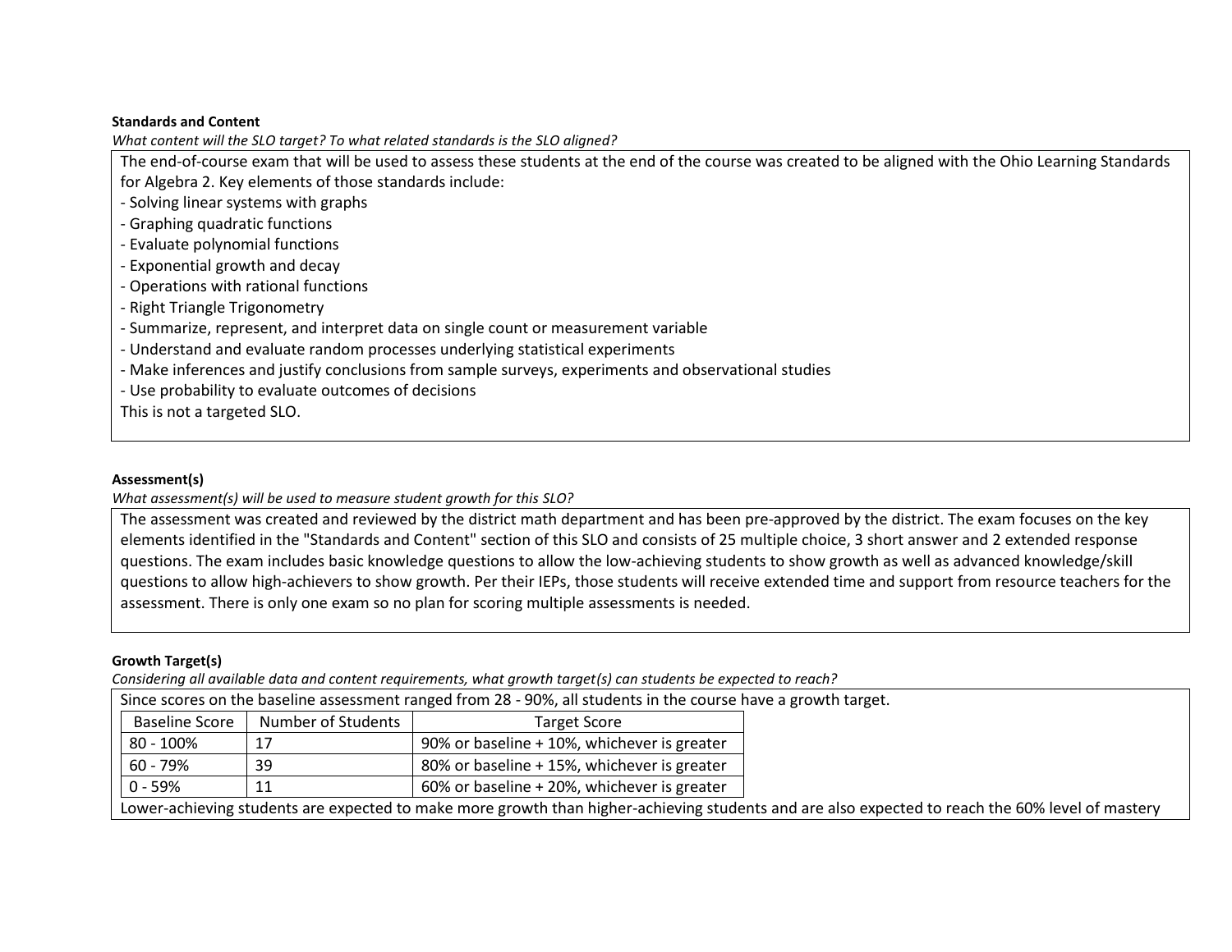**Standards and Content**

*What content will the SLO target? To what related standards is the SLO aligned?*

The end-of-course exam that will be used to assess these students at the end of the course was created to be aligned with the Ohio Learning Standards for Algebra 2. Key elements of those standards include:

- Solving linear systems with graphs
- Graphing quadratic functions
- Evaluate polynomial functions
- Exponential growth and decay
- Operations with rational functions
- Right Triangle Trigonometry
- Summarize, represent, and interpret data on single count or measurement variable
- Understand and evaluate random processes underlying statistical experiments
- Make inferences and justify conclusions from sample surveys, experiments and observational studies
- Use probability to evaluate outcomes of decisions

This is not a targeted SLO.

**Assessment(s)**

*What assessment(s) will be used to measure student growth for this SLO?*

The assessment was created and reviewed by the district math department and has been pre-approved by the district. The exam focuses on the key elements identified in the "Standards and Content" section of this SLO and consists of 25 multiple choice, 3 short answer and 2 extended response questions. The exam includes basic knowledge questions to allow the low-achieving students to show growth as well as advanced knowledge/skill questions to allow high-achievers to show growth. Per their IEPs, those students will receive extended time and support from resource teachers for the assessment. There is only one exam so no plan for scoring multiple assessments is needed.

**Growth Target(s)**

*Considering all available data and content requirements, what growth target(s) can students be expected to reach?*

Since scores on the baseline assessment ranged from 28 - 90%, all students in the course have a growth target.

| Baseline Score | Number of Students | Target Score |
|---|---|---|
| 80 - 100% | 17 | 90% or baseline + 10%, whichever is greater |
| 60 - 79% | 39 | 80% or baseline + 15%, whichever is greater |
| 0 - 59% | 11 | 60% or baseline + 20%, whichever is greater |

Lower-achieving students are expected to make more growth than higher-achieving students and are also expected to reach the 60% level of mastery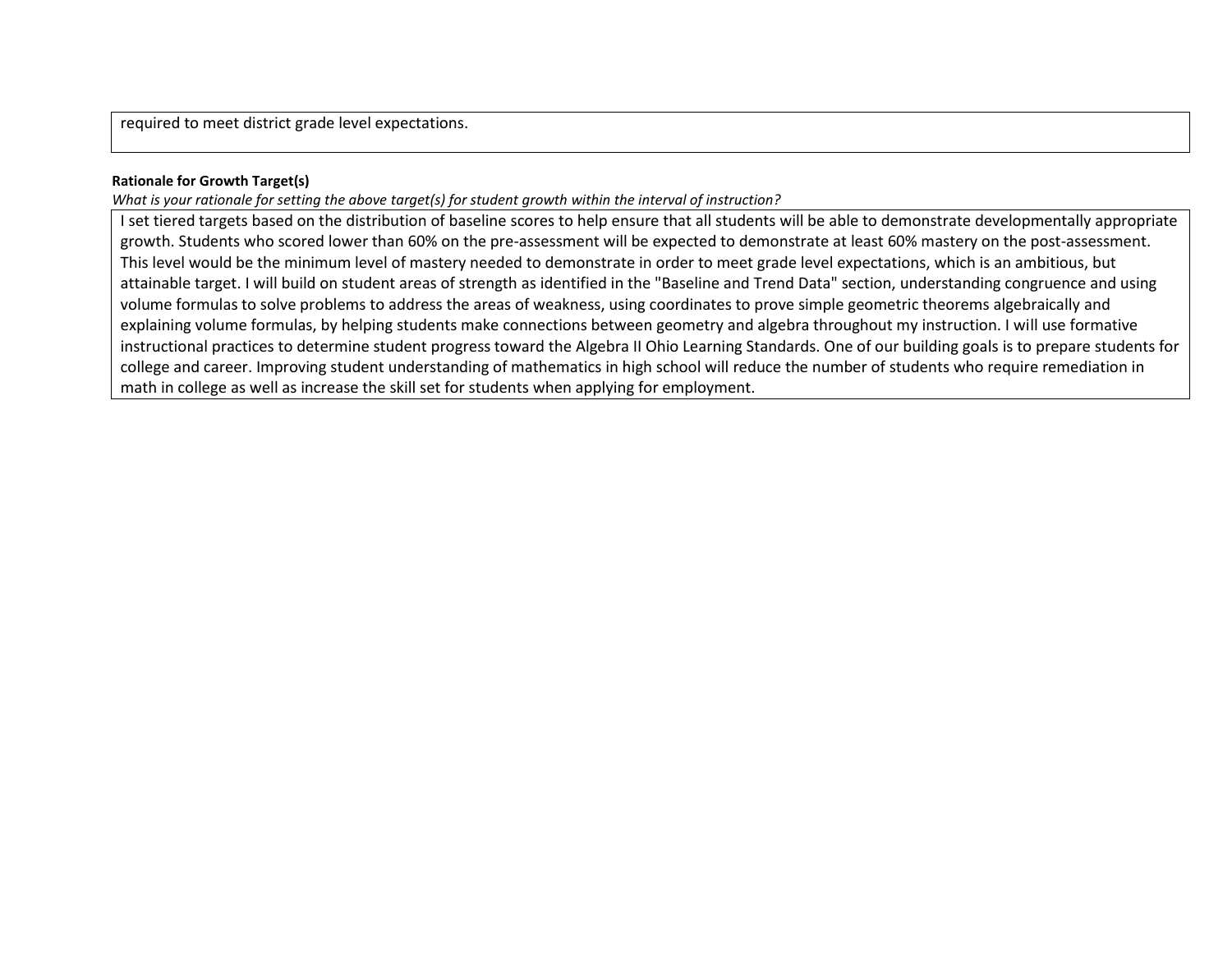required to meet district grade level expectations.

**Rationale for Growth Target(s)**

*What is your rationale for setting the above target(s) for student growth within the interval of instruction?*

I set tiered targets based on the distribution of baseline scores to help ensure that all students will be able to demonstrate developmentally appropriate growth. Students who scored lower than 60% on the pre-assessment will be expected to demonstrate at least 60% mastery on the post-assessment. This level would be the minimum level of mastery needed to demonstrate in order to meet grade level expectations, which is an ambitious, but attainable target. I will build on student areas of strength as identified in the "Baseline and Trend Data" section, understanding congruence and using volume formulas to solve problems to address the areas of weakness, using coordinates to prove simple geometric theorems algebraically and explaining volume formulas, by helping students make connections between geometry and algebra throughout my instruction. I will use formative instructional practices to determine student progress toward the Algebra II Ohio Learning Standards. One of our building goals is to prepare students for college and career. Improving student understanding of mathematics in high school will reduce the number of students who require remediation in math in college as well as increase the skill set for students when applying for employment.